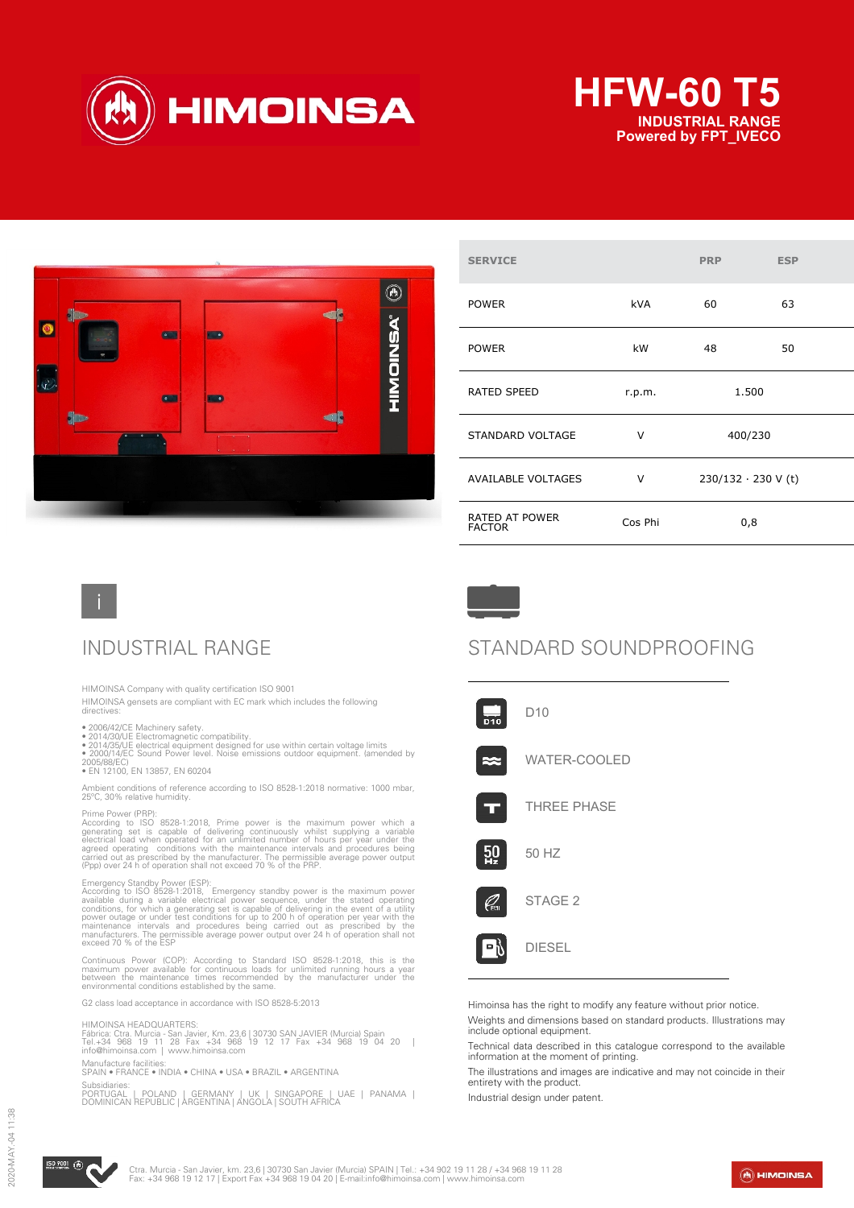# HFW-60 T5

**INDUSTRIAL RANGE**
**Powered by FPT_IVECO**

| SERVICE | | PRP | ESP |
|---|---|---|---|
| POWER | kVA | 60 | 63 |
| POWER | kW | 48 | 50 |
| RATED SPEED | r.p.m. | 1.500 | |
| STANDARD VOLTAGE | V | 400/230 | |
| AVAILABLE VOLTAGES | V | 230/132 · 230 V (t) | |
| RATED AT POWER FACTOR | Cos Phi | 0,8 | |

## INDUSTRIAL RANGE

HIMOINSA Company with quality certification ISO 9001

HIMOINSA gensets are compliant with EC mark which includes the following directives:

- 2006/42/CE Machinery safety.
- 2014/30/UE Electromagnetic compatibility.
- 2014/35/UE electrical equipment designed for use within certain voltage limits
- 2000/14/EC Sound Power level. Noise emissions outdoor equipment. (amended by 2005/88/EC)
- EN 12100, EN 13857, EN 60204

Ambient conditions of reference according to ISO 8528-1:2018 normative: 1000 mbar, 25ºC, 30% relative humidity.

Prime Power (PRP):
According to ISO 8528-1:2018, Prime power is the maximum power which a generating set is capable of delivering continuously whilst supplying a variable electrical load when operated for an unlimited number of hours per year under the agreed operating conditions with the maintenance intervals and procedures being carried out as prescribed by the manufacturer. The permissible average power output (Ppp) over 24 h of operation shall not exceed 70 % of the PRP.

Emergency Standby Power (ESP):
According to ISO 8528-1:2018, Emergency standby power is the maximum power available during a variable electrical power sequence, under the stated operating conditions, for which a generating set is capable of delivering in the event of a utility power outage or under test conditions for up to 200 h of operation per year with the maintenance intervals and procedures being carried out as prescribed by the manufacturers. The permissible average power output over 24 h of operation shall not exceed 70 % of the ESP

Continuous Power (COP): According to Standard ISO 8528-1:2018, this is the maximum power available for continuous loads for unlimited running hours a year between the maintenance times recommended by the manufacturer under the environmental conditions established by the same.

G2 class load acceptance in accordance with ISO 8528-5:2013

HIMOINSA HEADQUARTERS:
Fábrica: Ctra. Murcia - San Javier, Km. 23,6 | 30730 SAN JAVIER (Murcia) Spain
Tel.+34 968 19 11 28 Fax +34 968 19 12 17 Fax +34 968 19 04 20 | info@himoinsa.com | www.himoinsa.com

Manufacture facilities:
SPAIN • FRANCE • INDIA • CHINA • USA • BRAZIL • ARGENTINA

Subsidiaries:
PORTUGAL | POLAND | GERMANY | UK | SINGAPORE | UAE | PANAMA | DOMINICAN REPUBLIC | ARGENTINA | ANGOLA | SOUTH AFRICA

## STANDARD SOUNDPROOFING

- D10
- WATER-COOLED
- THREE PHASE
- 50 HZ
- STAGE 2
- DIESEL

Himoinsa has the right to modify any feature without prior notice.

Weights and dimensions based on standard products. Illustrations may include optional equipment.

Technical data described in this catalogue correspond to the available information at the moment of printing.

The illustrations and images are indicative and may not coincide in their entirety with the product.

Industrial design under patent.

Ctra. Murcia - San Javier, km. 23,6 | 30730 San Javier (Murcia) SPAIN | Tel.: +34 902 19 11 28 / +34 968 19 11 28
Fax: +34 968 19 12 17 | Export Fax +34 968 19 04 20 | E-mail:info@himoinsa.com | www.himoinsa.com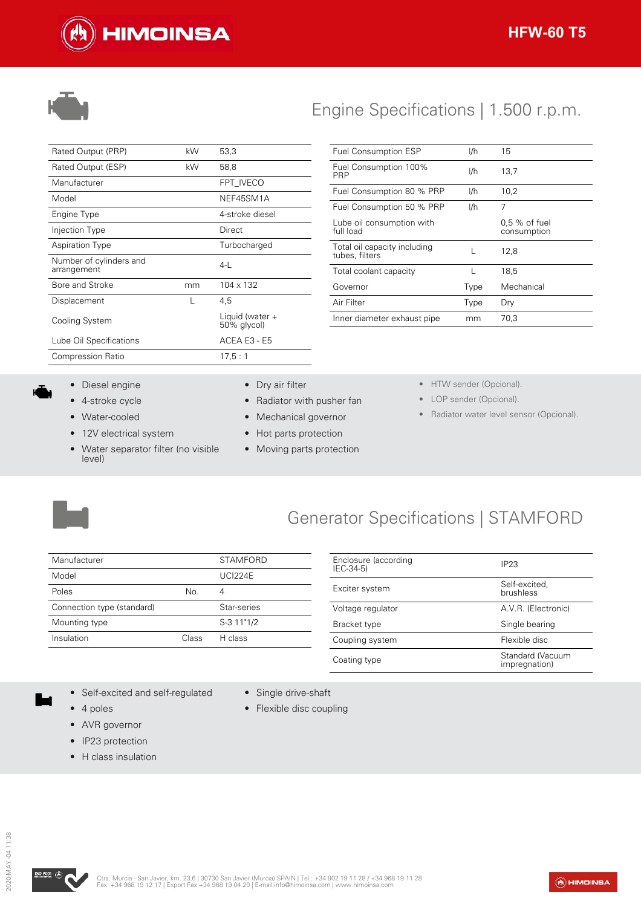# HFW-60 T5

## Engine Specifications | 1.500 r.p.m.

| | | |
|---|---|---|
| Rated Output (PRP) | kW | 53,3 |
| Rated Output (ESP) | kW | 58,8 |
| Manufacturer | | FPT_IVECO |
| Model | | NEF45SM1A |
| Engine Type | | 4-stroke diesel |
| Injection Type | | Direct |
| Aspiration Type | | Turbocharged |
| Number of cylinders and arrangement | | 4-L |
| Bore and Stroke | mm | 104 x 132 |
| Displacement | L | 4,5 |
| Cooling System | | Liquid (water + 50% glycol) |
| Lube Oil Specifications | | ACEA E3 - E5 |
| Compression Ratio | | 17,5 : 1 |

| | | |
|---|---|---|
| Fuel Consumption ESP | l/h | 15 |
| Fuel Consumption 100% PRP | l/h | 13,7 |
| Fuel Consumption 80 % PRP | l/h | 10,2 |
| Fuel Consumption 50 % PRP | l/h | 7 |
| Lube oil consumption with full load | | 0,5 % of fuel consumption |
| Total oil capacity including tubes, filters | L | 12,8 |
| Total coolant capacity | L | 18,5 |
| Governor | Type | Mechanical |
| Air Filter | Type | Dry |
| Inner diameter exhaust pipe | mm | 70,3 |

- Diesel engine
- 4-stroke cycle
- Water-cooled
- 12V electrical system
- Water separator filter (no visible level)
- Dry air filter
- Radiator with pusher fan
- Mechanical governor
- Hot parts protection
- Moving parts protection
- HTW sender (Opcional).
- LOP sender (Opcional).
- Radiator water level sensor (Opcional).

## Generator Specifications | STAMFORD

| | | |
|---|---|---|
| Manufacturer | | STAMFORD |
| Model | | UCI224E |
| Poles | No. | 4 |
| Connection type (standard) | | Star-series |
| Mounting type | | S-3 11"1/2 |
| Insulation | Class | H class |

| | |
|---|---|
| Enclosure (according IEC-34-5) | IP23 |
| Exciter system | Self-excited, brushless |
| Voltage regulator | A.V.R. (Electronic) |
| Bracket type | Single bearing |
| Coupling system | Flexible disc |
| Coating type | Standard (Vacuum impregnation) |

- Self-excited and self-regulated
- 4 poles
- AVR governor
- IP23 protection
- H class insulation
- Single drive-shaft
- Flexible disc coupling

Ctra. Murcia - San Javier, km. 23,6 | 30730 San Javier (Murcia) SPAIN | Tel.: +34 902 19 11 28 / +34 968 19 11 28
Fax: +34 968 19 12 17 | Export Fax +34 968 19 04 20 | E-mail:info@himoinsa.com | www.himoinsa.com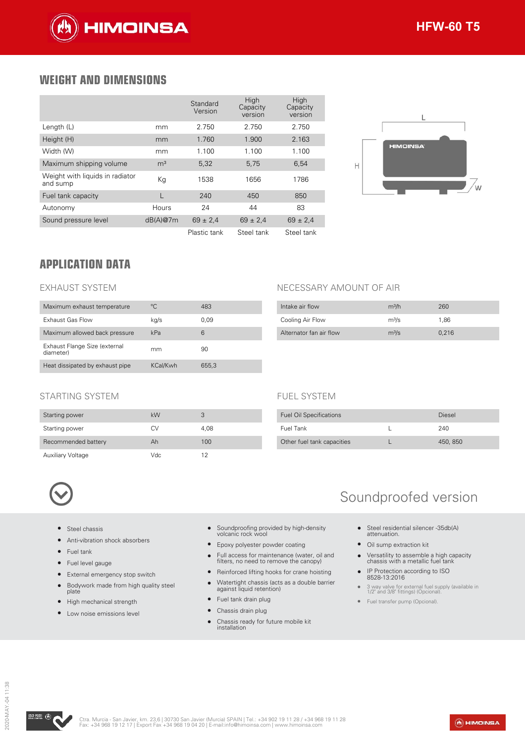## WEIGHT AND DIMENSIONS

| | | Standard Version | High Capacity version | High Capacity version |
|---|---|---|---|---|
| Length (L) | mm | 2.750 | 2.750 | 2.750 |
| Height (H) | mm | 1.760 | 1.900 | 2.163 |
| Width (W) | mm | 1.100 | 1.100 | 1.100 |
| Maximum shipping volume | m³ | 5,32 | 5,75 | 6,54 |
| Weight with liquids in radiator and sump | Kg | 1538 | 1656 | 1786 |
| Fuel tank capacity | L | 240 | 450 | 850 |
| Autonomy | Hours | 24 | 44 | 83 |
| Sound pressure level | dB(A)@7m | 69 ± 2,4 | 69 ± 2,4 | 69 ± 2,4 |
| | | Plastic tank | Steel tank | Steel tank |

## APPLICATION DATA

### EXHAUST SYSTEM

| | | |
|---|---|---|
| Maximum exhaust temperature | °C | 483 |
| Exhaust Gas Flow | kg/s | 0,09 |
| Maximum allowed back pressure | kPa | 6 |
| Exhaust Flange Size (external diameter) | mm | 90 |
| Heat dissipated by exhaust pipe | KCal/Kwh | 655,3 |

### NECESSARY AMOUNT OF AIR

| | | |
|---|---|---|
| Intake air flow | m³/h | 260 |
| Cooling Air Flow | m³/s | 1,86 |
| Alternator fan air flow | m³/s | 0,216 |

### STARTING SYSTEM

| | | |
|---|---|---|
| Starting power | kW | 3 |
| Starting power | CV | 4,08 |
| Recommended battery | Ah | 100 |
| Auxiliary Voltage | Vdc | 12 |

### FUEL SYSTEM

| | | |
|---|---|---|
| Fuel Oil Specifications | | Diesel |
| Fuel Tank | L | 240 |
| Other fuel tank capacities | L | 450, 850 |

## Soundproofed version

- Steel chassis
- Anti-vibration shock absorbers
- Fuel tank
- Fuel level gauge
- External emergency stop switch
- Bodywork made from high quality steel plate
- High mechanical strength
- Low noise emissions level
- Soundproofing provided by high-density volcanic rock wool
- Epoxy polyester powder coating
- Full access for maintenance (water, oil and filters, no need to remove the canopy)
- Reinforced lifting hooks for crane hoisting
- Watertight chassis (acts as a double barrier against liquid retention)
- Fuel tank drain plug
- Chassis drain plug
- Chassis ready for future mobile kit installation
- Steel residential silencer -35db(A) attenuation.
- Oil sump extraction kit
- Versatility to assemble a high capacity chassis with a metallic fuel tank
- IP Protection according to ISO 8528-13:2016
- 3 way valve for external fuel supply (available in 1/2" and 3/8" fittings) (Opcional).
- Fuel transfer pump (Opcional).

Ctra. Murcia - San Javier, km. 23,6 | 30730 San Javier (Murcia) SPAIN | Tel.: +34 902 19 11 28 / +34 968 19 11 28
Fax: +34 968 19 12 17 | Export Fax +34 968 19 04 20 | E-mail:info@himoinsa.com | www.himoinsa.com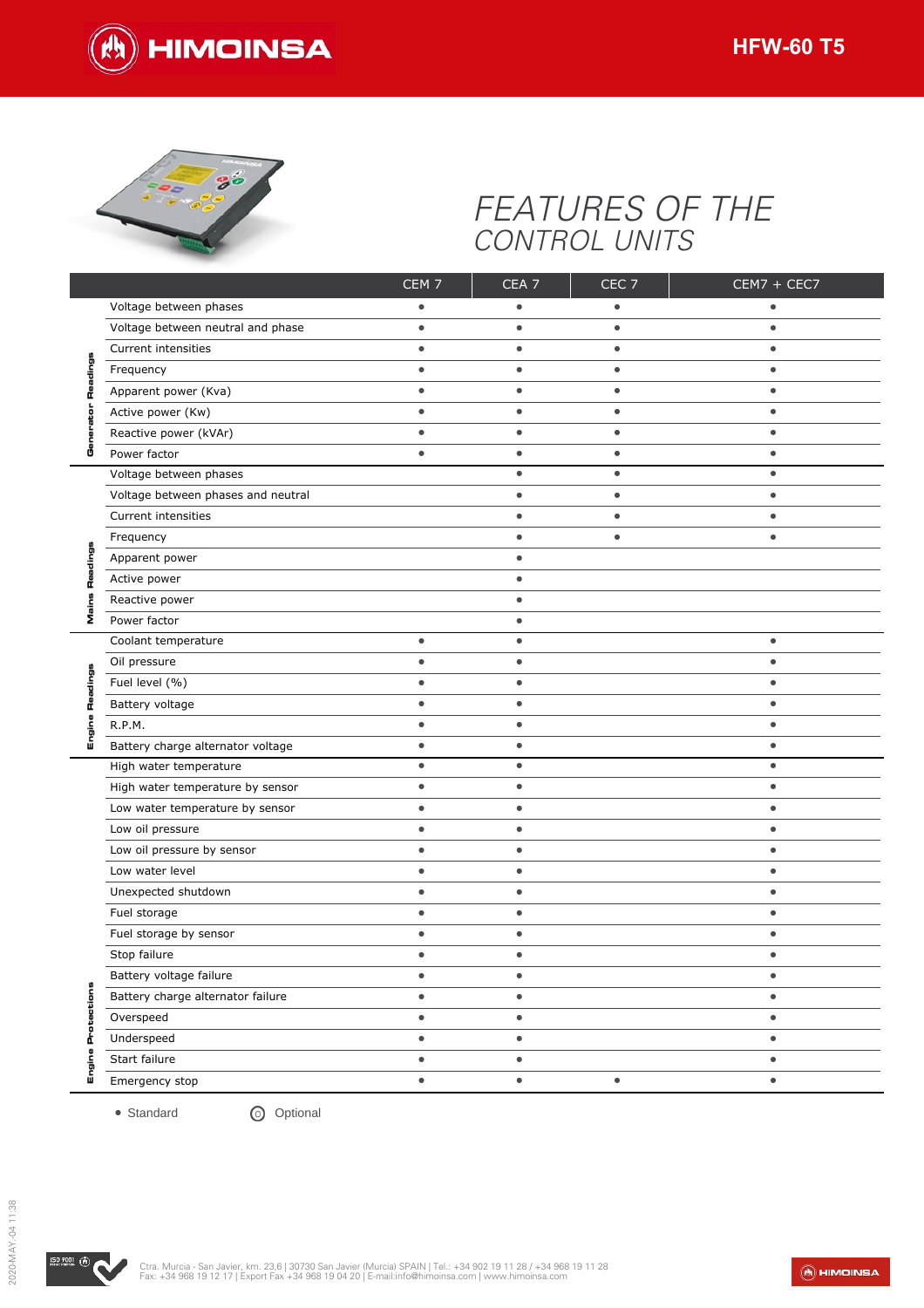# FEATURES OF THE CONTROL UNITS

| | | CEM 7 | CEA 7 | CEC 7 | CEM7 + CEC7 |
|---|---|---|---|---|---|
| Generator Readings | Voltage between phases | • | • | • | • |
| | Voltage between neutral and phase | • | • | • | • |
| | Current intensities | • | • | • | • |
| | Frequency | • | • | • | • |
| | Apparent power (Kva) | • | • | • | • |
| | Active power (Kw) | • | • | • | • |
| | Reactive power (kVAr) | • | • | • | • |
| | Power factor | • | • | • | • |
| Mains Readings | Voltage between phases | | • | • | • |
| | Voltage between phases and neutral | | • | • | • |
| | Current intensities | | • | • | • |
| | Frequency | | • | • | • |
| | Apparent power | | • | | |
| | Active power | | • | | |
| | Reactive power | | • | | |
| | Power factor | | • | | |
| Engine Readings | Coolant temperature | • | • | | • |
| | Oil pressure | • | • | | • |
| | Fuel level (%) | • | • | | • |
| | Battery voltage | • | • | | • |
| | R.P.M. | • | • | | • |
| | Battery charge alternator voltage | • | • | | • |
| Engine Protections | High water temperature | • | • | | • |
| | High water temperature by sensor | • | • | | • |
| | Low water temperature by sensor | • | • | | • |
| | Low oil pressure | • | • | | • |
| | Low oil pressure by sensor | • | • | | • |
| | Low water level | • | • | | • |
| | Unexpected shutdown | • | • | | • |
| | Fuel storage | • | • | | • |
| | Fuel storage by sensor | • | • | | • |
| | Stop failure | • | • | | • |
| | Battery voltage failure | • | • | | • |
| | Battery charge alternator failure | • | • | | • |
| | Overspeed | • | • | | • |
| | Underspeed | • | • | | • |
| | Start failure | • | • | | • |
| | Emergency stop | • | • | • | • |

• Standard ⊙ Optional

Ctra. Murcia - San Javier, km. 23,6 | 30730 San Javier (Murcia) SPAIN | Tel.: +34 902 19 11 28 / +34 968 19 11 28
Fax: +34 968 19 12 17 | Export Fax +34 968 19 04 20 | E-mail:info@himoinsa.com | www.himoinsa.com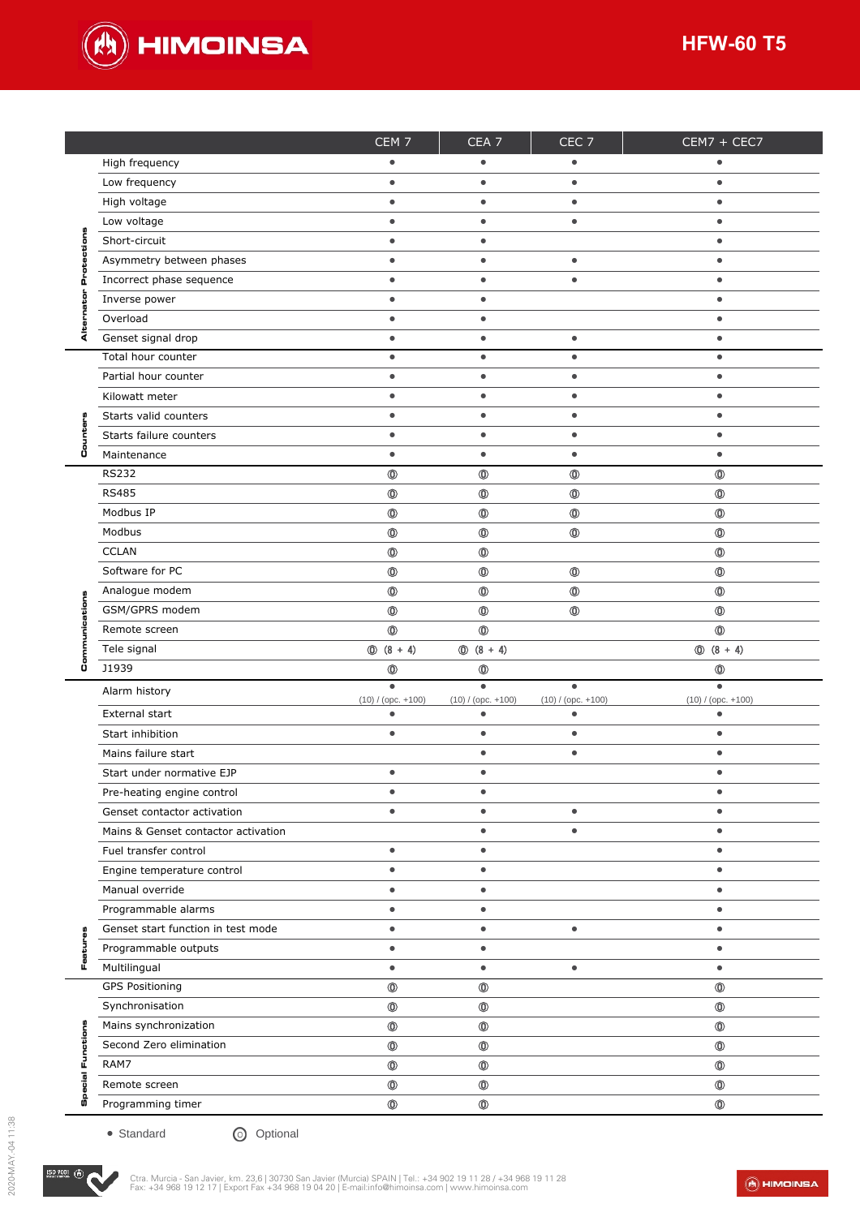| | | CEM 7 | CEA 7 | CEC 7 | CEM7 + CEC7 |
|---|---|---|---|---|---|
| Alternator Protections | High frequency | • | • | • | • |
| | Low frequency | • | • | • | • |
| | High voltage | • | • | • | • |
| | Low voltage | • | • | • | • |
| | Short-circuit | • | • | | • |
| | Asymmetry between phases | • | • | • | • |
| | Incorrect phase sequence | • | • | • | • |
| | Inverse power | • | • | | • |
| | Overload | • | • | | • |
| | Genset signal drop | • | • | • | • |
| Counters | Total hour counter | • | • | • | • |
| | Partial hour counter | • | • | • | • |
| | Kilowatt meter | • | • | • | • |
| | Starts valid counters | • | • | • | • |
| | Starts failure counters | • | • | • | • |
| | Maintenance | • | • | • | • |
| Communications | RS232 | ⓞ | ⓞ | ⓞ | ⓞ |
| | RS485 | ⓞ | ⓞ | ⓞ | ⓞ |
| | Modbus IP | ⓞ | ⓞ | ⓞ | ⓞ |
| | Modbus | ⓞ | ⓞ | ⓞ | ⓞ |
| | CCLAN | ⓞ | ⓞ | | ⓞ |
| | Software for PC | ⓞ | ⓞ | ⓞ | ⓞ |
| | Analogue modem | ⓞ | ⓞ | ⓞ | ⓞ |
| | GSM/GPRS modem | ⓞ | ⓞ | ⓞ | ⓞ |
| | Remote screen | ⓞ | ⓞ | | ⓞ |
| | Tele signal | ⓞ (8 + 4) | ⓞ (8 + 4) | | ⓞ (8 + 4) |
| | J1939 | ⓞ | ⓞ | | ⓞ |
| Features | Alarm history | • (10) / (opc. +100) | • (10) / (opc. +100) | • (10) / (opc. +100) | • (10) / (opc. +100) |
| | External start | • | • | • | • |
| | Start inhibition | • | • | • | • |
| | Mains failure start | | • | • | • |
| | Start under normative EJP | • | • | | • |
| | Pre-heating engine control | • | • | | • |
| | Genset contactor activation | • | • | • | • |
| | Mains & Genset contactor activation | | • | • | • |
| | Fuel transfer control | • | • | | • |
| | Engine temperature control | • | • | | • |
| | Manual override | • | • | | • |
| | Programmable alarms | • | • | | • |
| | Genset start function in test mode | • | • | • | • |
| | Programmable outputs | • | • | | • |
| | Multilingual | • | • | • | • |
| Special Functions | GPS Positioning | ⓞ | ⓞ | | ⓞ |
| | Synchronisation | ⓞ | ⓞ | | ⓞ |
| | Mains synchronization | ⓞ | ⓞ | | ⓞ |
| | Second Zero elimination | ⓞ | ⓞ | | ⓞ |
| | RAM7 | ⓞ | ⓞ | | ⓞ |
| | Remote screen | ⓞ | ⓞ | | ⓞ |
| | Programming timer | ⓞ | ⓞ | | ⓞ |

• Standard  ⓞ Optional

Ctra. Murcia - San Javier, km. 23,6 | 30730 San Javier (Murcia) SPAIN | Tel.: +34 902 19 11 28 / +34 968 19 11 28
Fax: +34 968 19 12 17 | Export Fax +34 968 19 04 20 | E-mail:info@himoinsa.com | www.himoinsa.com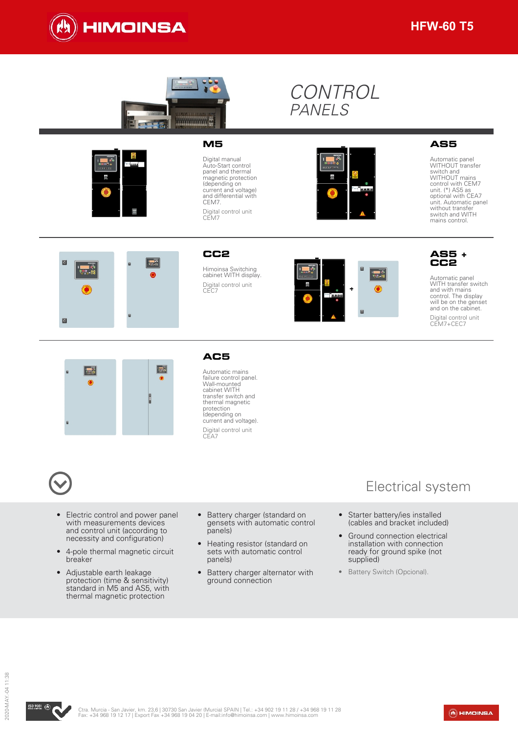# CONTROL PANELS

### M5

Digital manual Auto-Start control panel and thermal magnetic protection (depending on current and voltage) and differential with CEM7.

Digital control unit CEM7

### AS5

Automatic panel WITHOUT transfer switch and WITHOUT mains control with CEM7 unit. (*) AS5 as optional with CEA7 unit. Automatic panel without transfer switch and WITH mains control.

### CC2

Himoinsa Switching cabinet WITH display.

Digital control unit CEC7

### AS5 + CC2

Automatic panel WITH transfer switch and with mains control. The display will be on the genset and on the cabinet.

Digital control unit CEM7+CEC7

### AC5

Automatic mains failure control panel. Wall-mounted cabinet WITH transfer switch and thermal magnetic protection (depending on current and voltage).

Digital control unit CEA7

## Electrical system

- Electric control and power panel with measurements devices and control unit (according to necessity and configuration)
- 4-pole thermal magnetic circuit breaker
- Adjustable earth leakage protection (time & sensitivity) standard in M5 and AS5, with thermal magnetic protection
- Battery charger (standard on gensets with automatic control panels)
- Heating resistor (standard on sets with automatic control panels)
- Battery charger alternator with ground connection
- Starter battery/ies installed (cables and bracket included)
- Ground connection electrical installation with connection ready for ground spike (not supplied)
- Battery Switch (Opcional).

Ctra. Murcia - San Javier, km. 23,6 | 30730 San Javier (Murcia) SPAIN | Tel.: +34 902 19 11 28 / +34 968 19 11 28
Fax: +34 968 19 12 17 | Export Fax +34 968 19 04 20 | E-mail:info@himoinsa.com | www.himoinsa.com